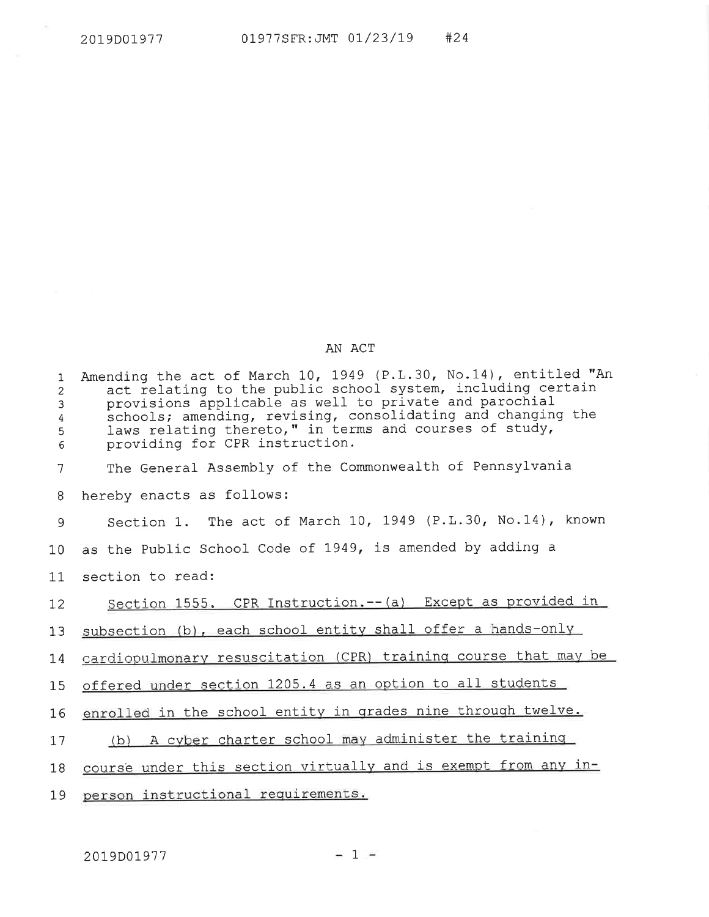2019D01977 01977SFR:JMT 01/23/19 #24

## AN ACT

Amending the act of March 10, 1949 (P.L.30, No.14), entitled "An act relating to the public school system, including certain provisions applicable as well to private and parochial schools; amending, revising, consolidating and changing the laws relating thereto," in terms and courses of study, providing for CPR instruction.

The General Assembly of the Commonwealth of Pennsylvania hereby enacts as follows:

Section 1. The act of March 10, 1949 (P.L.30, No.14), known as the Public School Code of 1949, is amended by adding a section to read:

Section 1555. CPR Instruction.--(a) Except as provided in subsection (b), each school entity shall offer a hands-only cardiopulmonary resuscitation (CPR) training course that may be offered under section 1205.4 as an option to all students enrolled in the school entity in grades nine through twelve.

(b) A cyber charter school may administer the training course under this section virtually and is exempt from any in-person instructional requirements.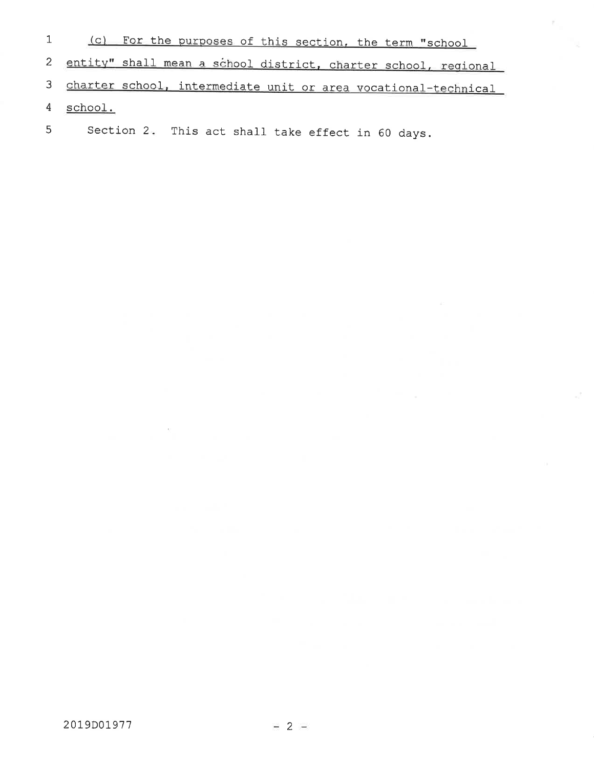(c) For the purposes of this section, the term "school entity" shall mean a school district, charter school, regional charter school, intermediate unit or area vocational-technical school.

Section 2. This act shall take effect in 60 days.

2019D01977